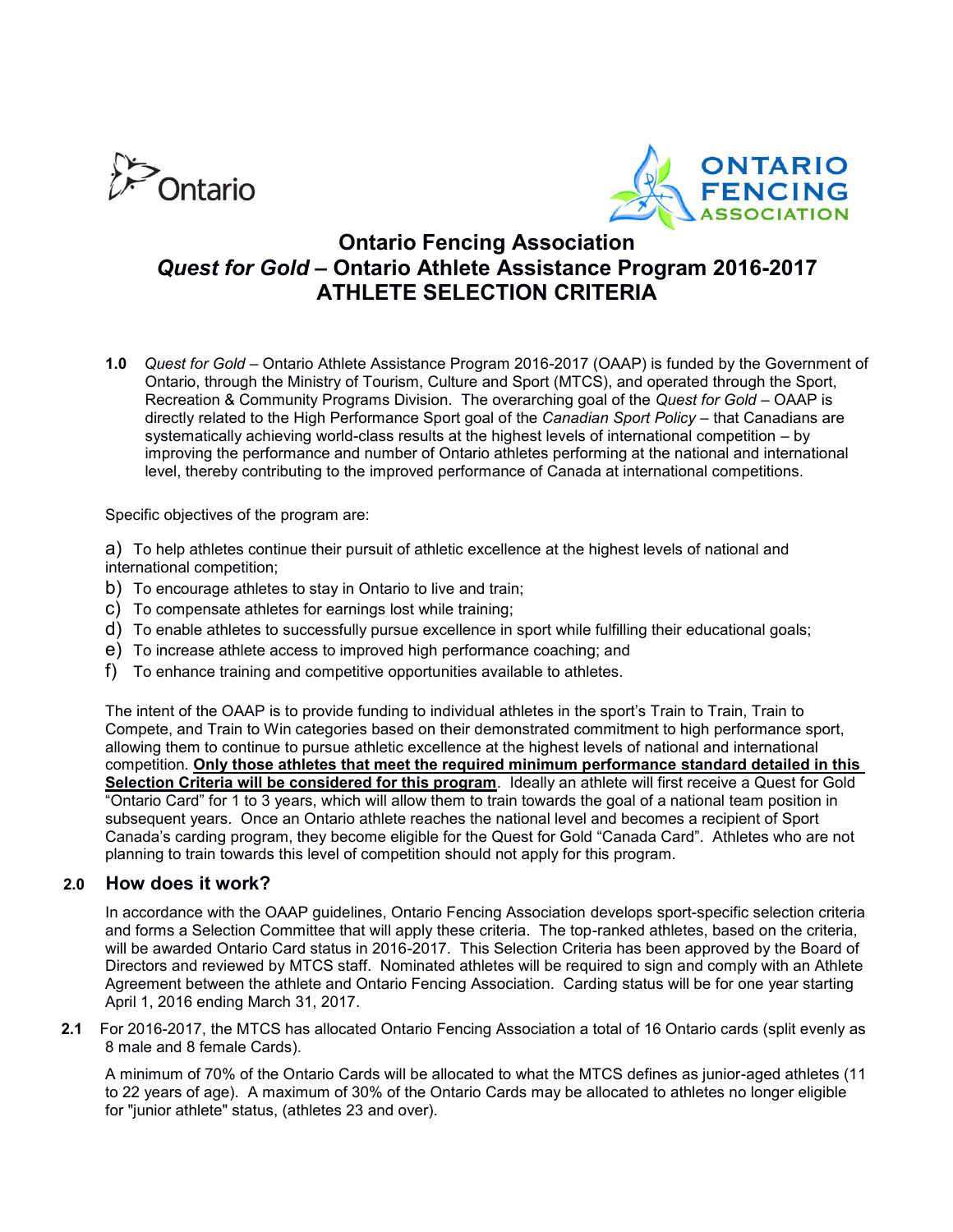# Ontario Fencing Association
# *Quest for Gold* – Ontario Athlete Assistance Program 2016-2017
# ATHLETE SELECTION CRITERIA

**1.0** *Quest for Gold* – Ontario Athlete Assistance Program 2016-2017 (OAAP) is funded by the Government of Ontario, through the Ministry of Tourism, Culture and Sport (MTCS), and operated through the Sport, Recreation & Community Programs Division. The overarching goal of the *Quest for Gold* – OAAP is directly related to the High Performance Sport goal of the *Canadian Sport Policy* – that Canadians are systematically achieving world-class results at the highest levels of international competition – by improving the performance and number of Ontario athletes performing at the national and international level, thereby contributing to the improved performance of Canada at international competitions.

Specific objectives of the program are:

a) To help athletes continue their pursuit of athletic excellence at the highest levels of national and international competition;
b) To encourage athletes to stay in Ontario to live and train;
c) To compensate athletes for earnings lost while training;
d) To enable athletes to successfully pursue excellence in sport while fulfilling their educational goals;
e) To increase athlete access to improved high performance coaching; and
f) To enhance training and competitive opportunities available to athletes.

The intent of the OAAP is to provide funding to individual athletes in the sport's Train to Train, Train to Compete, and Train to Win categories based on their demonstrated commitment to high performance sport, allowing them to continue to pursue athletic excellence at the highest levels of national and international competition. **<u>Only those athletes that meet the required minimum performance standard detailed in this Selection Criteria will be considered for this program</u>**. Ideally an athlete will first receive a Quest for Gold "Ontario Card" for 1 to 3 years, which will allow them to train towards the goal of a national team position in subsequent years. Once an Ontario athlete reaches the national level and becomes a recipient of Sport Canada's carding program, they become eligible for the Quest for Gold "Canada Card". Athletes who are not planning to train towards this level of competition should not apply for this program.

## 2.0 How does it work?

In accordance with the OAAP guidelines, Ontario Fencing Association develops sport-specific selection criteria and forms a Selection Committee that will apply these criteria. The top-ranked athletes, based on the criteria, will be awarded Ontario Card status in 2016-2017. This Selection Criteria has been approved by the Board of Directors and reviewed by MTCS staff. Nominated athletes will be required to sign and comply with an Athlete Agreement between the athlete and Ontario Fencing Association. Carding status will be for one year starting April 1, 2016 ending March 31, 2017.

**2.1** For 2016-2017, the MTCS has allocated Ontario Fencing Association a total of 16 Ontario cards (split evenly as 8 male and 8 female Cards).

A minimum of 70% of the Ontario Cards will be allocated to what the MTCS defines as junior-aged athletes (11 to 22 years of age). A maximum of 30% of the Ontario Cards may be allocated to athletes no longer eligible for "junior athlete" status, (athletes 23 and over).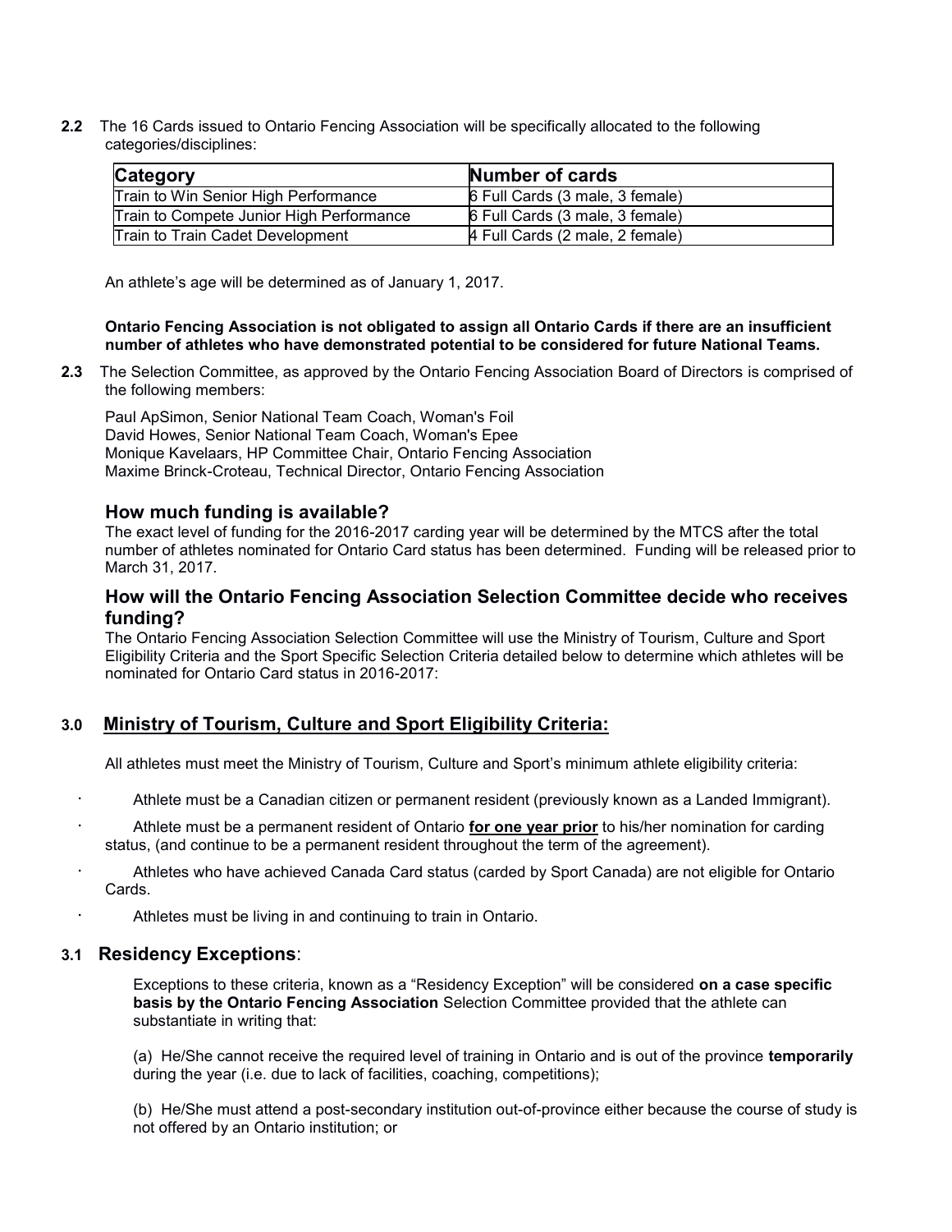**2.2** The 16 Cards issued to Ontario Fencing Association will be specifically allocated to the following categories/disciplines:

| Category | Number of cards |
| --- | --- |
| Train to Win Senior High Performance | 6 Full Cards (3 male, 3 female) |
| Train to Compete Junior High Performance | 6 Full Cards (3 male, 3 female) |
| Train to Train Cadet Development | 4 Full Cards (2 male, 2 female) |

An athlete's age will be determined as of January 1, 2017.

**Ontario Fencing Association is not obligated to assign all Ontario Cards if there are an insufficient number of athletes who have demonstrated potential to be considered for future National Teams.**

**2.3** The Selection Committee, as approved by the Ontario Fencing Association Board of Directors is comprised of the following members:

Paul ApSimon, Senior National Team Coach, Woman's Foil
David Howes, Senior National Team Coach, Woman's Epee
Monique Kavelaars, HP Committee Chair, Ontario Fencing Association
Maxime Brinck-Croteau, Technical Director, Ontario Fencing Association

### How much funding is available?

The exact level of funding for the 2016-2017 carding year will be determined by the MTCS after the total number of athletes nominated for Ontario Card status has been determined. Funding will be released prior to March 31, 2017.

### How will the Ontario Fencing Association Selection Committee decide who receives funding?

The Ontario Fencing Association Selection Committee will use the Ministry of Tourism, Culture and Sport Eligibility Criteria and the Sport Specific Selection Criteria detailed below to determine which athletes will be nominated for Ontario Card status in 2016-2017:

## 3.0 Ministry of Tourism, Culture and Sport Eligibility Criteria:

All athletes must meet the Ministry of Tourism, Culture and Sport's minimum athlete eligibility criteria:

- Athlete must be a Canadian citizen or permanent resident (previously known as a Landed Immigrant).
- Athlete must be a permanent resident of Ontario **for one year prior** to his/her nomination for carding status, (and continue to be a permanent resident throughout the term of the agreement).
- Athletes who have achieved Canada Card status (carded by Sport Canada) are not eligible for Ontario Cards.
- Athletes must be living in and continuing to train in Ontario.

### 3.1 Residency Exceptions:

Exceptions to these criteria, known as a "Residency Exception" will be considered **on a case specific basis by the Ontario Fencing Association** Selection Committee provided that the athlete can substantiate in writing that:

(a) He/She cannot receive the required level of training in Ontario and is out of the province **temporarily** during the year (i.e. due to lack of facilities, coaching, competitions);

(b) He/She must attend a post-secondary institution out-of-province either because the course of study is not offered by an Ontario institution; or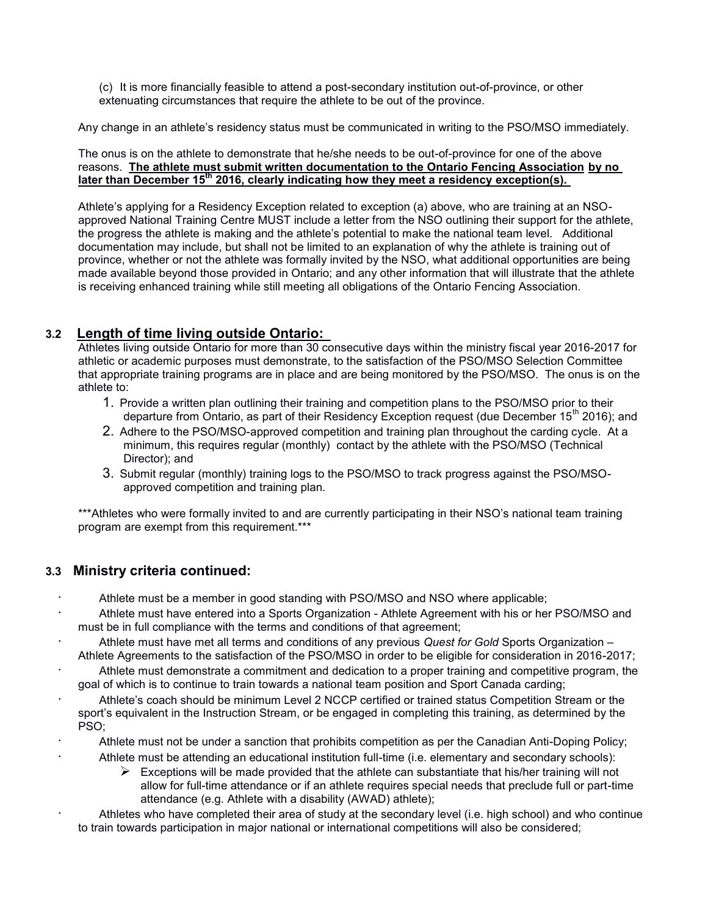(c) It is more financially feasible to attend a post-secondary institution out-of-province, or other extenuating circumstances that require the athlete to be out of the province.

Any change in an athlete's residency status must be communicated in writing to the PSO/MSO immediately.

The onus is on the athlete to demonstrate that he/she needs to be out-of-province for one of the above reasons. **The athlete must submit written documentation to the Ontario Fencing Association by no later than December 15th 2016, clearly indicating how they meet a residency exception(s).**

Athlete's applying for a Residency Exception related to exception (a) above, who are training at an NSO-approved National Training Centre MUST include a letter from the NSO outlining their support for the athlete, the progress the athlete is making and the athlete's potential to make the national team level. Additional documentation may include, but shall not be limited to an explanation of why the athlete is training out of province, whether or not the athlete was formally invited by the NSO, what additional opportunities are being made available beyond those provided in Ontario; and any other information that will illustrate that the athlete is receiving enhanced training while still meeting all obligations of the Ontario Fencing Association.

### 3.2 Length of time living outside Ontario:

Athletes living outside Ontario for more than 30 consecutive days within the ministry fiscal year 2016-2017 for athletic or academic purposes must demonstrate, to the satisfaction of the PSO/MSO Selection Committee that appropriate training programs are in place and are being monitored by the PSO/MSO. The onus is on the athlete to:

1. Provide a written plan outlining their training and competition plans to the PSO/MSO prior to their departure from Ontario, as part of their Residency Exception request (due December 15th 2016); and
2. Adhere to the PSO/MSO-approved competition and training plan throughout the carding cycle. At a minimum, this requires regular (monthly) contact by the athlete with the PSO/MSO (Technical Director); and
3. Submit regular (monthly) training logs to the PSO/MSO to track progress against the PSO/MSO-approved competition and training plan.

***Athletes who were formally invited to and are currently participating in their NSO's national team training program are exempt from this requirement.***

### 3.3 Ministry criteria continued:

- Athlete must be a member in good standing with PSO/MSO and NSO where applicable;
- Athlete must have entered into a Sports Organization - Athlete Agreement with his or her PSO/MSO and must be in full compliance with the terms and conditions of that agreement;
- Athlete must have met all terms and conditions of any previous *Quest for Gold* Sports Organization – Athlete Agreements to the satisfaction of the PSO/MSO in order to be eligible for consideration in 2016-2017;
- Athlete must demonstrate a commitment and dedication to a proper training and competitive program, the goal of which is to continue to train towards a national team position and Sport Canada carding;
- Athlete's coach should be minimum Level 2 NCCP certified or trained status Competition Stream or the sport's equivalent in the Instruction Stream, or be engaged in completing this training, as determined by the PSO;
- Athlete must not be under a sanction that prohibits competition as per the Canadian Anti-Doping Policy;
- Athlete must be attending an educational institution full-time (i.e. elementary and secondary schools):
  - Exceptions will be made provided that the athlete can substantiate that his/her training will not allow for full-time attendance or if an athlete requires special needs that preclude full or part-time attendance (e.g. Athlete with a disability (AWAD) athlete);
- Athletes who have completed their area of study at the secondary level (i.e. high school) and who continue to train towards participation in major national or international competitions will also be considered;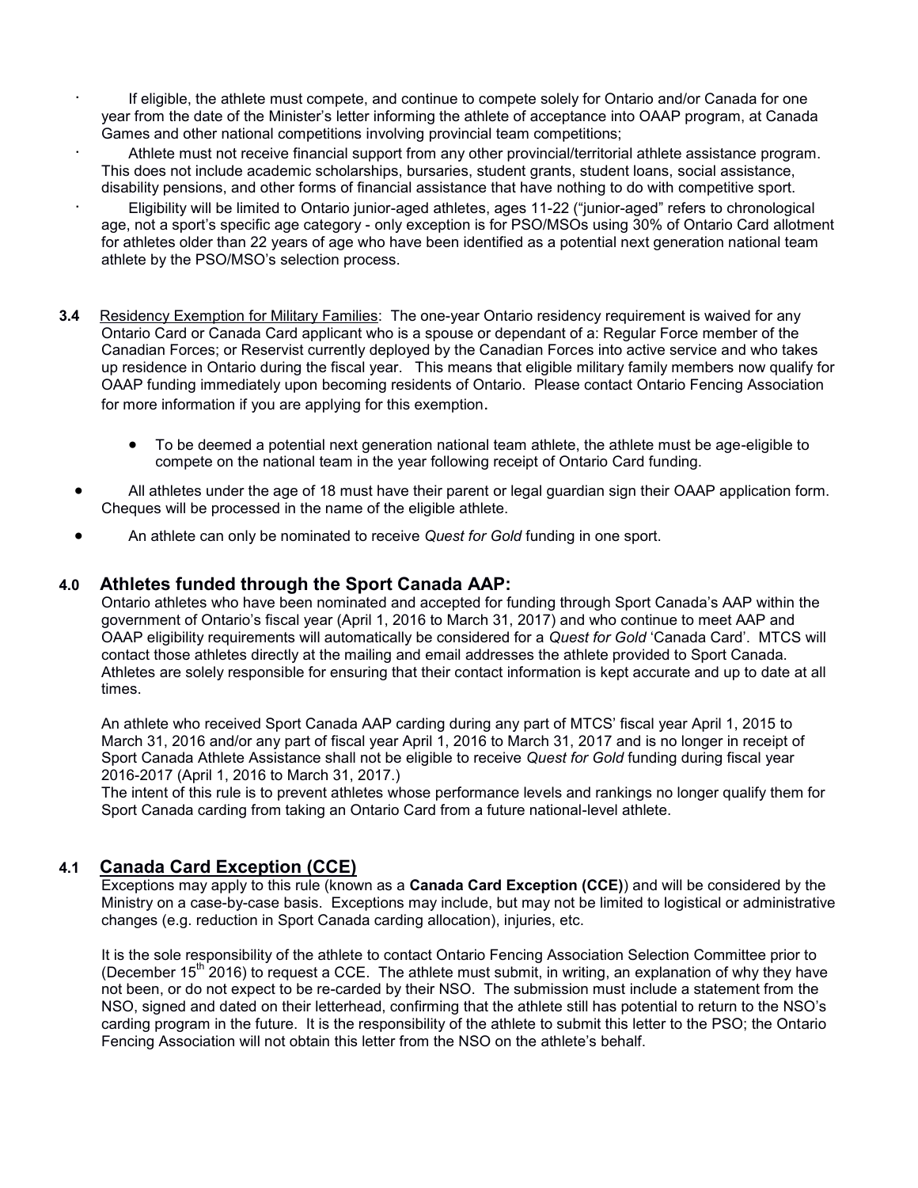- If eligible, the athlete must compete, and continue to compete solely for Ontario and/or Canada for one year from the date of the Minister's letter informing the athlete of acceptance into OAAP program, at Canada Games and other national competitions involving provincial team competitions;
- Athlete must not receive financial support from any other provincial/territorial athlete assistance program. This does not include academic scholarships, bursaries, student grants, student loans, social assistance, disability pensions, and other forms of financial assistance that have nothing to do with competitive sport.
- Eligibility will be limited to Ontario junior-aged athletes, ages 11-22 ("junior-aged" refers to chronological age, not a sport's specific age category - only exception is for PSO/MSOs using 30% of Ontario Card allotment for athletes older than 22 years of age who have been identified as a potential next generation national team athlete by the PSO/MSO's selection process.

**3.4** Residency Exemption for Military Families: The one-year Ontario residency requirement is waived for any Ontario Card or Canada Card applicant who is a spouse or dependant of a: Regular Force member of the Canadian Forces; or Reservist currently deployed by the Canadian Forces into active service and who takes up residence in Ontario during the fiscal year. This means that eligible military family members now qualify for OAAP funding immediately upon becoming residents of Ontario. Please contact Ontario Fencing Association for more information if you are applying for this exemption.

- To be deemed a potential next generation national team athlete, the athlete must be age-eligible to compete on the national team in the year following receipt of Ontario Card funding.

- All athletes under the age of 18 must have their parent or legal guardian sign their OAAP application form. Cheques will be processed in the name of the eligible athlete.
- An athlete can only be nominated to receive *Quest for Gold* funding in one sport.

## 4.0 Athletes funded through the Sport Canada AAP:

Ontario athletes who have been nominated and accepted for funding through Sport Canada's AAP within the government of Ontario's fiscal year (April 1, 2016 to March 31, 2017) and who continue to meet AAP and OAAP eligibility requirements will automatically be considered for a *Quest for Gold* 'Canada Card'. MTCS will contact those athletes directly at the mailing and email addresses the athlete provided to Sport Canada. Athletes are solely responsible for ensuring that their contact information is kept accurate and up to date at all times.

An athlete who received Sport Canada AAP carding during any part of MTCS' fiscal year April 1, 2015 to March 31, 2016 and/or any part of fiscal year April 1, 2016 to March 31, 2017 and is no longer in receipt of Sport Canada Athlete Assistance shall not be eligible to receive *Quest for Gold* funding during fiscal year 2016-2017 (April 1, 2016 to March 31, 2017.)
The intent of this rule is to prevent athletes whose performance levels and rankings no longer qualify them for Sport Canada carding from taking an Ontario Card from a future national-level athlete.

## 4.1 Canada Card Exception (CCE)

Exceptions may apply to this rule (known as a **Canada Card Exception (CCE)**) and will be considered by the Ministry on a case-by-case basis. Exceptions may include, but may not be limited to logistical or administrative changes (e.g. reduction in Sport Canada carding allocation), injuries, etc.

It is the sole responsibility of the athlete to contact Ontario Fencing Association Selection Committee prior to (December 15th 2016) to request a CCE. The athlete must submit, in writing, an explanation of why they have not been, or do not expect to be re-carded by their NSO. The submission must include a statement from the NSO, signed and dated on their letterhead, confirming that the athlete still has potential to return to the NSO's carding program in the future. It is the responsibility of the athlete to submit this letter to the PSO; the Ontario Fencing Association will not obtain this letter from the NSO on the athlete's behalf.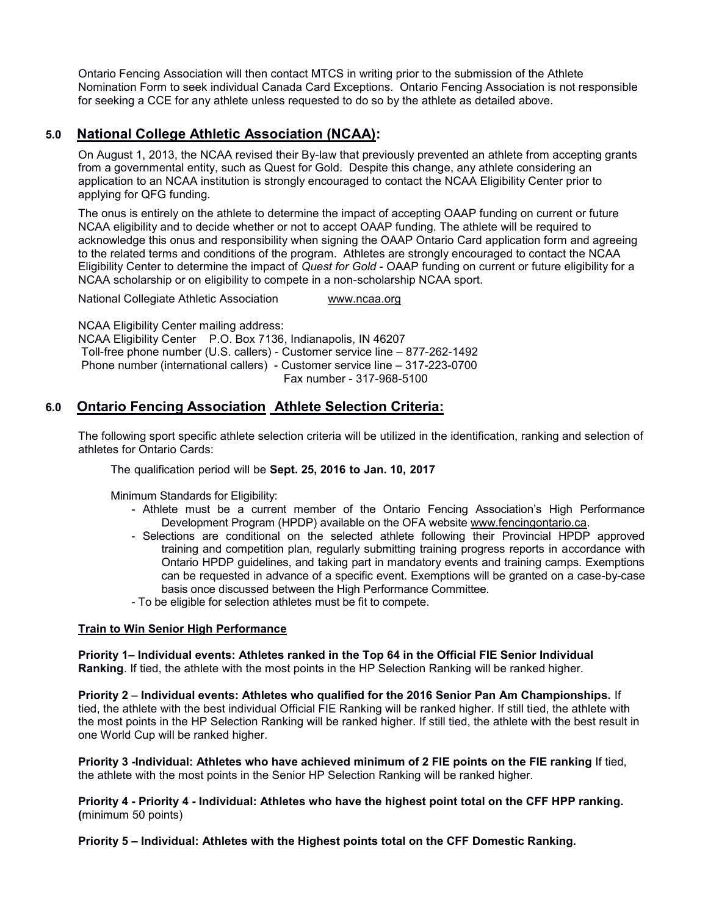Ontario Fencing Association will then contact MTCS in writing prior to the submission of the Athlete Nomination Form to seek individual Canada Card Exceptions. Ontario Fencing Association is not responsible for seeking a CCE for any athlete unless requested to do so by the athlete as detailed above.

## 5.0 National College Athletic Association (NCAA):

On August 1, 2013, the NCAA revised their By-law that previously prevented an athlete from accepting grants from a governmental entity, such as Quest for Gold. Despite this change, any athlete considering an application to an NCAA institution is strongly encouraged to contact the NCAA Eligibility Center prior to applying for QFG funding.

The onus is entirely on the athlete to determine the impact of accepting OAAP funding on current or future NCAA eligibility and to decide whether or not to accept OAAP funding. The athlete will be required to acknowledge this onus and responsibility when signing the OAAP Ontario Card application form and agreeing to the related terms and conditions of the program. Athletes are strongly encouraged to contact the NCAA Eligibility Center to determine the impact of *Quest for Gold* - OAAP funding on current or future eligibility for a NCAA scholarship or on eligibility to compete in a non-scholarship NCAA sport.

National Collegiate Athletic Association www.ncaa.org

NCAA Eligibility Center mailing address:
NCAA Eligibility Center P.O. Box 7136, Indianapolis, IN 46207
Toll-free phone number (U.S. callers) - Customer service line – 877-262-1492
Phone number (international callers) - Customer service line – 317-223-0700
Fax number - 317-968-5100

## 6.0 Ontario Fencing Association Athlete Selection Criteria:

The following sport specific athlete selection criteria will be utilized in the identification, ranking and selection of athletes for Ontario Cards:

The qualification period will be **Sept. 25, 2016 to Jan. 10, 2017**

Minimum Standards for Eligibility:

- Athlete must be a current member of the Ontario Fencing Association's High Performance Development Program (HPDP) available on the OFA website www.fencingontario.ca.
- Selections are conditional on the selected athlete following their Provincial HPDP approved training and competition plan, regularly submitting training progress reports in accordance with Ontario HPDP guidelines, and taking part in mandatory events and training camps. Exemptions can be requested in advance of a specific event. Exemptions will be granted on a case-by-case basis once discussed between the High Performance Committee.
- To be eligible for selection athletes must be fit to compete.

**Train to Win Senior High Performance**

**Priority 1– Individual events: Athletes ranked in the Top 64 in the Official FIE Senior Individual Ranking**. If tied, the athlete with the most points in the HP Selection Ranking will be ranked higher.

**Priority 2 – Individual events: Athletes who qualified for the 2016 Senior Pan Am Championships.** If tied, the athlete with the best individual Official FIE Ranking will be ranked higher. If still tied, the athlete with the most points in the HP Selection Ranking will be ranked higher. If still tied, the athlete with the best result in one World Cup will be ranked higher.

**Priority 3 -Individual: Athletes who have achieved minimum of 2 FIE points on the FIE ranking** If tied, the athlete with the most points in the Senior HP Selection Ranking will be ranked higher.

**Priority 4 - Priority 4 - Individual: Athletes who have the highest point total on the CFF HPP ranking. (**minimum 50 points)

**Priority 5 – Individual: Athletes with the Highest points total on the CFF Domestic Ranking.**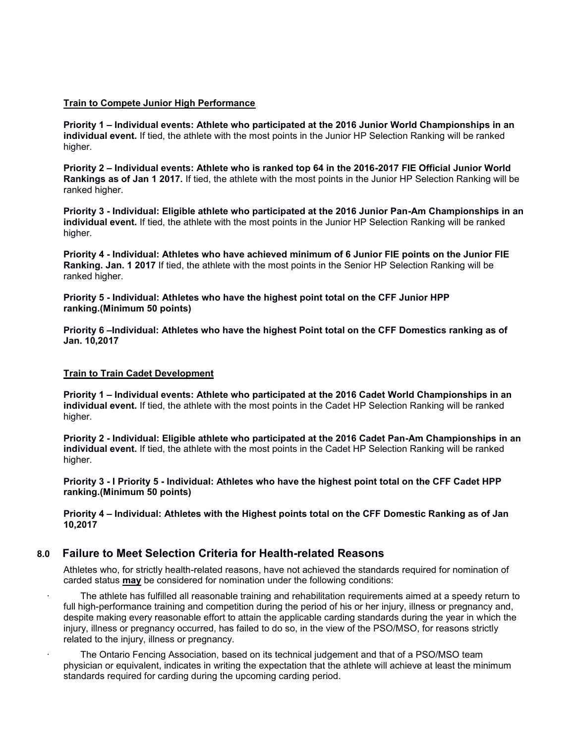**Train to Compete Junior High Performance**

**Priority 1 – Individual events: Athlete who participated at the 2016 Junior World Championships in an individual event.** If tied, the athlete with the most points in the Junior HP Selection Ranking will be ranked higher.

**Priority 2 – Individual events: Athlete who is ranked top 64 in the 2016-2017 FIE Official Junior World Rankings as of Jan 1 2017.** If tied, the athlete with the most points in the Junior HP Selection Ranking will be ranked higher.

**Priority 3 - Individual: Eligible athlete who participated at the 2016 Junior Pan-Am Championships in an individual event.** If tied, the athlete with the most points in the Junior HP Selection Ranking will be ranked higher.

**Priority 4 - Individual: Athletes who have achieved minimum of 6 Junior FIE points on the Junior FIE Ranking. Jan. 1 2017** If tied, the athlete with the most points in the Senior HP Selection Ranking will be ranked higher.

**Priority 5 - Individual: Athletes who have the highest point total on the CFF Junior HPP ranking.(Minimum 50 points)**

**Priority 6 –Individual: Athletes who have the highest Point total on the CFF Domestics ranking as of Jan. 10,2017**

**Train to Train Cadet Development**

**Priority 1 – Individual events: Athlete who participated at the 2016 Cadet World Championships in an individual event.** If tied, the athlete with the most points in the Cadet HP Selection Ranking will be ranked higher.

**Priority 2 - Individual: Eligible athlete who participated at the 2016 Cadet Pan-Am Championships in an individual event.** If tied, the athlete with the most points in the Cadet HP Selection Ranking will be ranked higher.

**Priority 3 - I Priority 5 - Individual: Athletes who have the highest point total on the CFF Cadet HPP ranking.(Minimum 50 points)**

**Priority 4 – Individual: Athletes with the Highest points total on the CFF Domestic Ranking as of Jan 10,2017**

## 8.0 Failure to Meet Selection Criteria for Health-related Reasons

Athletes who, for strictly health-related reasons, have not achieved the standards required for nomination of carded status **may** be considered for nomination under the following conditions:

- The athlete has fulfilled all reasonable training and rehabilitation requirements aimed at a speedy return to full high-performance training and competition during the period of his or her injury, illness or pregnancy and, despite making every reasonable effort to attain the applicable carding standards during the year in which the injury, illness or pregnancy occurred, has failed to do so, in the view of the PSO/MSO, for reasons strictly related to the injury, illness or pregnancy.
- The Ontario Fencing Association, based on its technical judgement and that of a PSO/MSO team physician or equivalent, indicates in writing the expectation that the athlete will achieve at least the minimum standards required for carding during the upcoming carding period.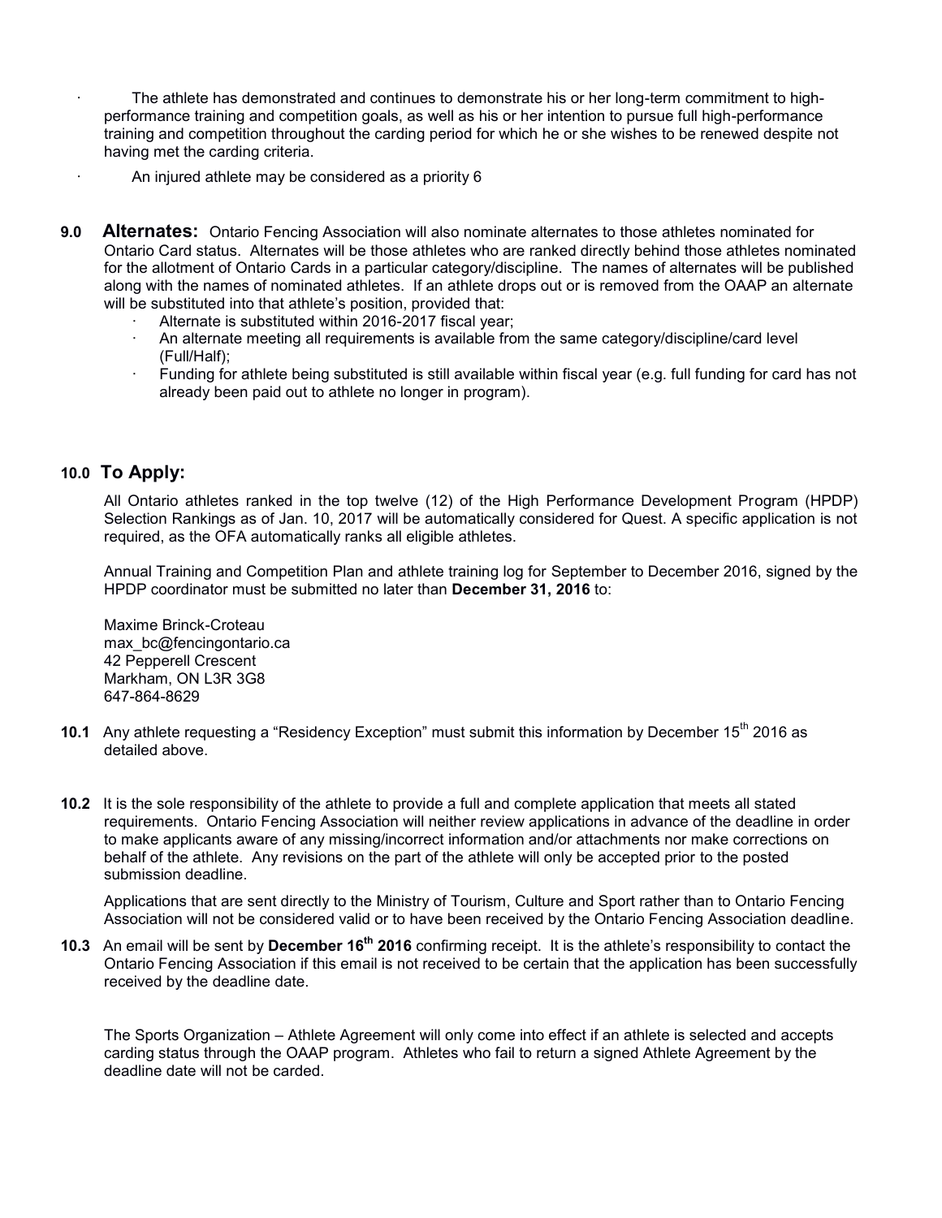- The athlete has demonstrated and continues to demonstrate his or her long-term commitment to high-performance training and competition goals, as well as his or her intention to pursue full high-performance training and competition throughout the carding period for which he or she wishes to be renewed despite not having met the carding criteria.
- An injured athlete may be considered as a priority 6

## 9.0 Alternates:

Ontario Fencing Association will also nominate alternates to those athletes nominated for Ontario Card status. Alternates will be those athletes who are ranked directly behind those athletes nominated for the allotment of Ontario Cards in a particular category/discipline. The names of alternates will be published along with the names of nominated athletes. If an athlete drops out or is removed from the OAAP an alternate will be substituted into that athlete's position, provided that:

- Alternate is substituted within 2016-2017 fiscal year;
- An alternate meeting all requirements is available from the same category/discipline/card level (Full/Half);
- Funding for athlete being substituted is still available within fiscal year (e.g. full funding for card has not already been paid out to athlete no longer in program).

## 10.0 To Apply:

All Ontario athletes ranked in the top twelve (12) of the High Performance Development Program (HPDP) Selection Rankings as of Jan. 10, 2017 will be automatically considered for Quest. A specific application is not required, as the OFA automatically ranks all eligible athletes.

Annual Training and Competition Plan and athlete training log for September to December 2016, signed by the HPDP coordinator must be submitted no later than **December 31, 2016** to:

Maxime Brinck-Croteau
max_bc@fencingontario.ca
42 Pepperell Crescent
Markham, ON L3R 3G8
647-864-8629

**10.1** Any athlete requesting a "Residency Exception" must submit this information by December 15th 2016 as detailed above.

**10.2** It is the sole responsibility of the athlete to provide a full and complete application that meets all stated requirements. Ontario Fencing Association will neither review applications in advance of the deadline in order to make applicants aware of any missing/incorrect information and/or attachments nor make corrections on behalf of the athlete. Any revisions on the part of the athlete will only be accepted prior to the posted submission deadline.

Applications that are sent directly to the Ministry of Tourism, Culture and Sport rather than to Ontario Fencing Association will not be considered valid or to have been received by the Ontario Fencing Association deadline.

**10.3** An email will be sent by **December 16th 2016** confirming receipt. It is the athlete's responsibility to contact the Ontario Fencing Association if this email is not received to be certain that the application has been successfully received by the deadline date.

The Sports Organization – Athlete Agreement will only come into effect if an athlete is selected and accepts carding status through the OAAP program. Athletes who fail to return a signed Athlete Agreement by the deadline date will not be carded.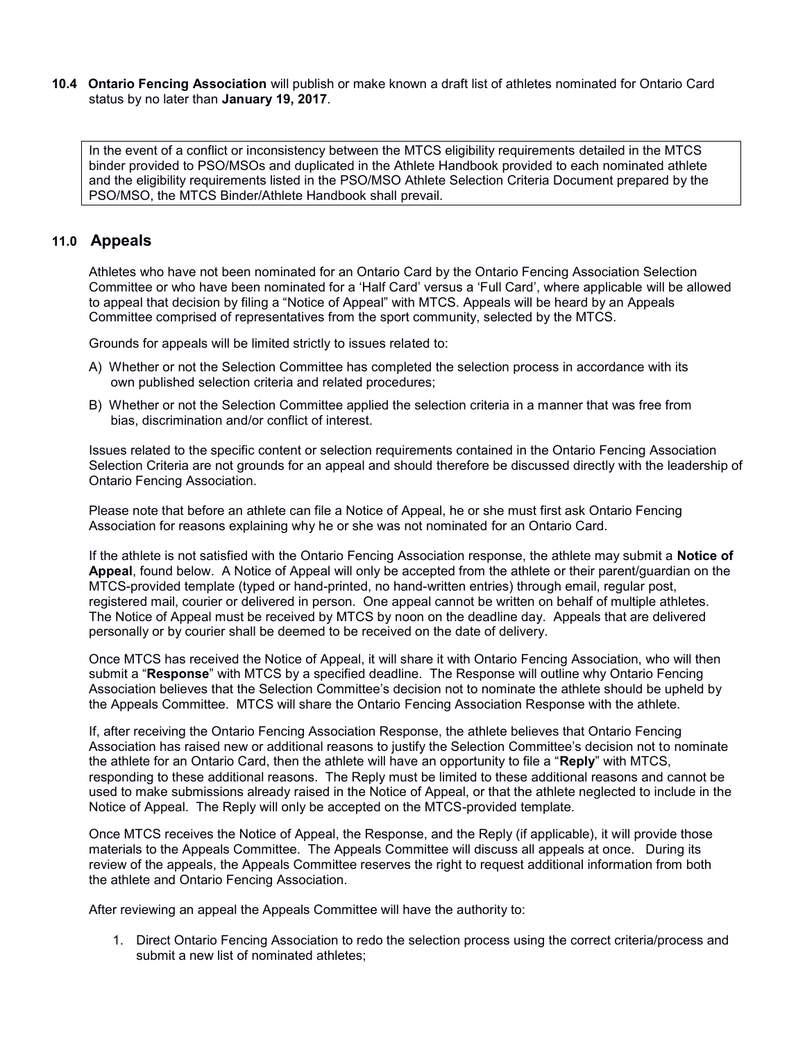**10.4 Ontario Fencing Association** will publish or make known a draft list of athletes nominated for Ontario Card status by no later than **January 19, 2017**.

> In the event of a conflict or inconsistency between the MTCS eligibility requirements detailed in the MTCS binder provided to PSO/MSOs and duplicated in the Athlete Handbook provided to each nominated athlete and the eligibility requirements listed in the PSO/MSO Athlete Selection Criteria Document prepared by the PSO/MSO, the MTCS Binder/Athlete Handbook shall prevail.

## 11.0 Appeals

Athletes who have not been nominated for an Ontario Card by the Ontario Fencing Association Selection Committee or who have been nominated for a 'Half Card' versus a 'Full Card', where applicable will be allowed to appeal that decision by filing a "Notice of Appeal" with MTCS. Appeals will be heard by an Appeals Committee comprised of representatives from the sport community, selected by the MTCS.

Grounds for appeals will be limited strictly to issues related to:

A) Whether or not the Selection Committee has completed the selection process in accordance with its own published selection criteria and related procedures;

B) Whether or not the Selection Committee applied the selection criteria in a manner that was free from bias, discrimination and/or conflict of interest.

Issues related to the specific content or selection requirements contained in the Ontario Fencing Association Selection Criteria are not grounds for an appeal and should therefore be discussed directly with the leadership of Ontario Fencing Association.

Please note that before an athlete can file a Notice of Appeal, he or she must first ask Ontario Fencing Association for reasons explaining why he or she was not nominated for an Ontario Card.

If the athlete is not satisfied with the Ontario Fencing Association response, the athlete may submit a **Notice of Appeal**, found below. A Notice of Appeal will only be accepted from the athlete or their parent/guardian on the MTCS-provided template (typed or hand-printed, no hand-written entries) through email, regular post, registered mail, courier or delivered in person. One appeal cannot be written on behalf of multiple athletes. The Notice of Appeal must be received by MTCS by noon on the deadline day. Appeals that are delivered personally or by courier shall be deemed to be received on the date of delivery.

Once MTCS has received the Notice of Appeal, it will share it with Ontario Fencing Association, who will then submit a "**Response**" with MTCS by a specified deadline. The Response will outline why Ontario Fencing Association believes that the Selection Committee's decision not to nominate the athlete should be upheld by the Appeals Committee. MTCS will share the Ontario Fencing Association Response with the athlete.

If, after receiving the Ontario Fencing Association Response, the athlete believes that Ontario Fencing Association has raised new or additional reasons to justify the Selection Committee's decision not to nominate the athlete for an Ontario Card, then the athlete will have an opportunity to file a "**Reply**" with MTCS, responding to these additional reasons. The Reply must be limited to these additional reasons and cannot be used to make submissions already raised in the Notice of Appeal, or that the athlete neglected to include in the Notice of Appeal. The Reply will only be accepted on the MTCS-provided template.

Once MTCS receives the Notice of Appeal, the Response, and the Reply (if applicable), it will provide those materials to the Appeals Committee. The Appeals Committee will discuss all appeals at once. During its review of the appeals, the Appeals Committee reserves the right to request additional information from both the athlete and Ontario Fencing Association.

After reviewing an appeal the Appeals Committee will have the authority to:

1. Direct Ontario Fencing Association to redo the selection process using the correct criteria/process and submit a new list of nominated athletes;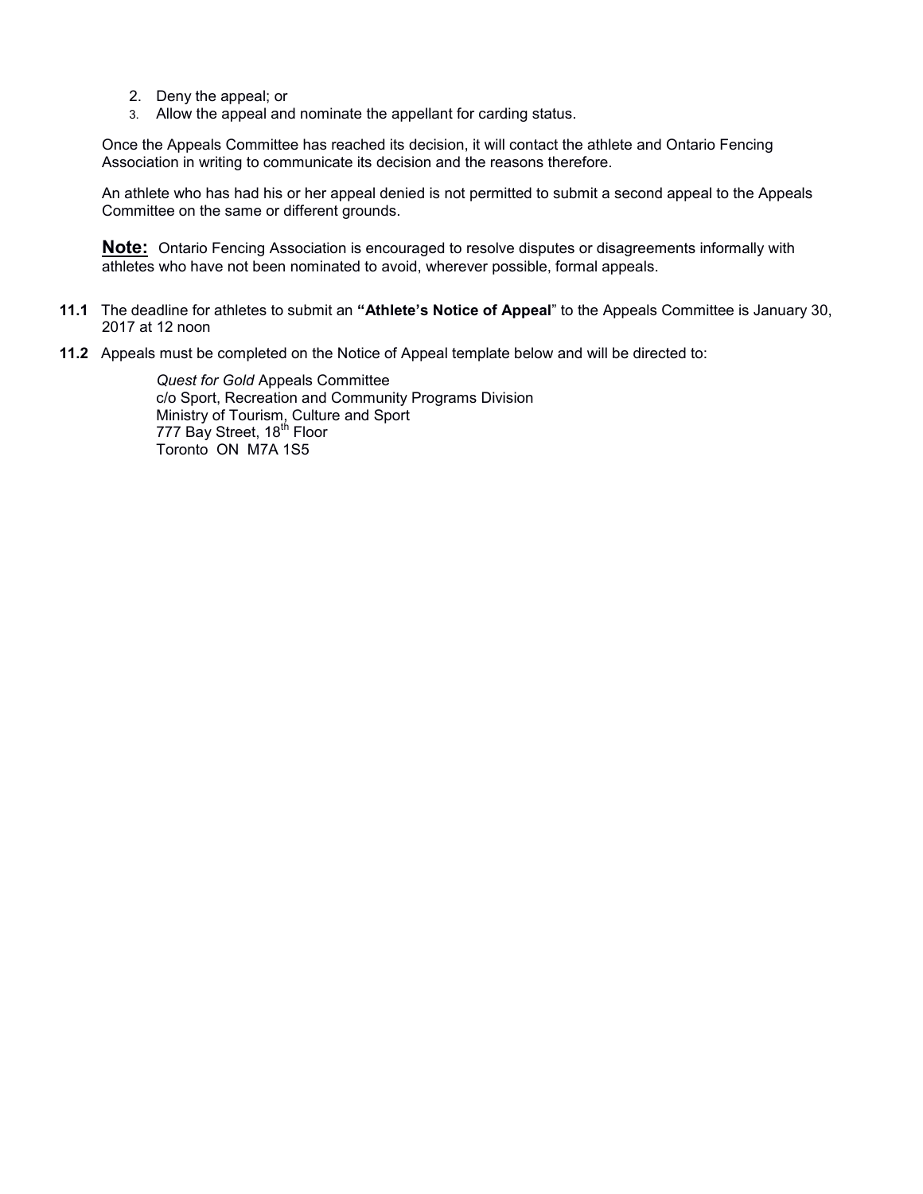2. Deny the appeal; or
3. Allow the appeal and nominate the appellant for carding status.

Once the Appeals Committee has reached its decision, it will contact the athlete and Ontario Fencing Association in writing to communicate its decision and the reasons therefore.

An athlete who has had his or her appeal denied is not permitted to submit a second appeal to the Appeals Committee on the same or different grounds.

**Note:** Ontario Fencing Association is encouraged to resolve disputes or disagreements informally with athletes who have not been nominated to avoid, wherever possible, formal appeals.

**11.1** The deadline for athletes to submit an **"Athlete's Notice of Appeal**" to the Appeals Committee is January 30, 2017 at 12 noon

**11.2** Appeals must be completed on the Notice of Appeal template below and will be directed to:

*Quest for Gold* Appeals Committee
c/o Sport, Recreation and Community Programs Division
Ministry of Tourism, Culture and Sport
777 Bay Street, 18th Floor
Toronto ON M7A 1S5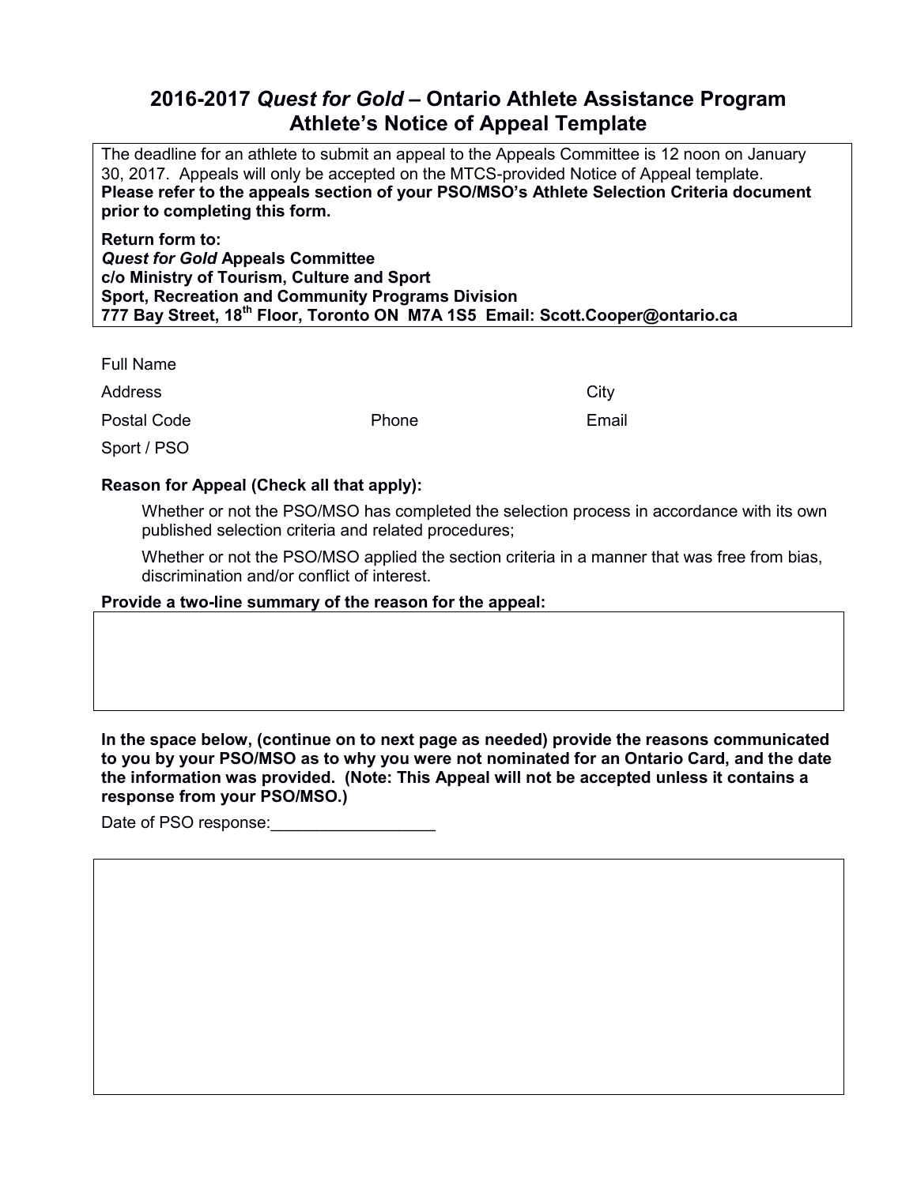# 2016-2017 *Quest for Gold* – Ontario Athlete Assistance Program Athlete's Notice of Appeal Template

The deadline for an athlete to submit an appeal to the Appeals Committee is 12 noon on January 30, 2017. Appeals will only be accepted on the MTCS-provided Notice of Appeal template. **Please refer to the appeals section of your PSO/MSO's Athlete Selection Criteria document prior to completing this form.**

**Return form to:**
***Quest for Gold* Appeals Committee**
**c/o Ministry of Tourism, Culture and Sport**
**Sport, Recreation and Community Programs Division**
**777 Bay Street, 18th Floor, Toronto ON M7A 1S5 Email: Scott.Cooper@ontario.ca**

Full Name

Address City

Postal Code Phone Email

Sport / PSO

**Reason for Appeal (Check all that apply):**

- Whether or not the PSO/MSO has completed the selection process in accordance with its own published selection criteria and related procedures;
- Whether or not the PSO/MSO applied the section criteria in a manner that was free from bias, discrimination and/or conflict of interest.

**Provide a two-line summary of the reason for the appeal:**

**In the space below, (continue on to next page as needed) provide the reasons communicated to you by your PSO/MSO as to why you were not nominated for an Ontario Card, and the date the information was provided. (Note: This Appeal will not be accepted unless it contains a response from your PSO/MSO.)**

Date of PSO response:__________________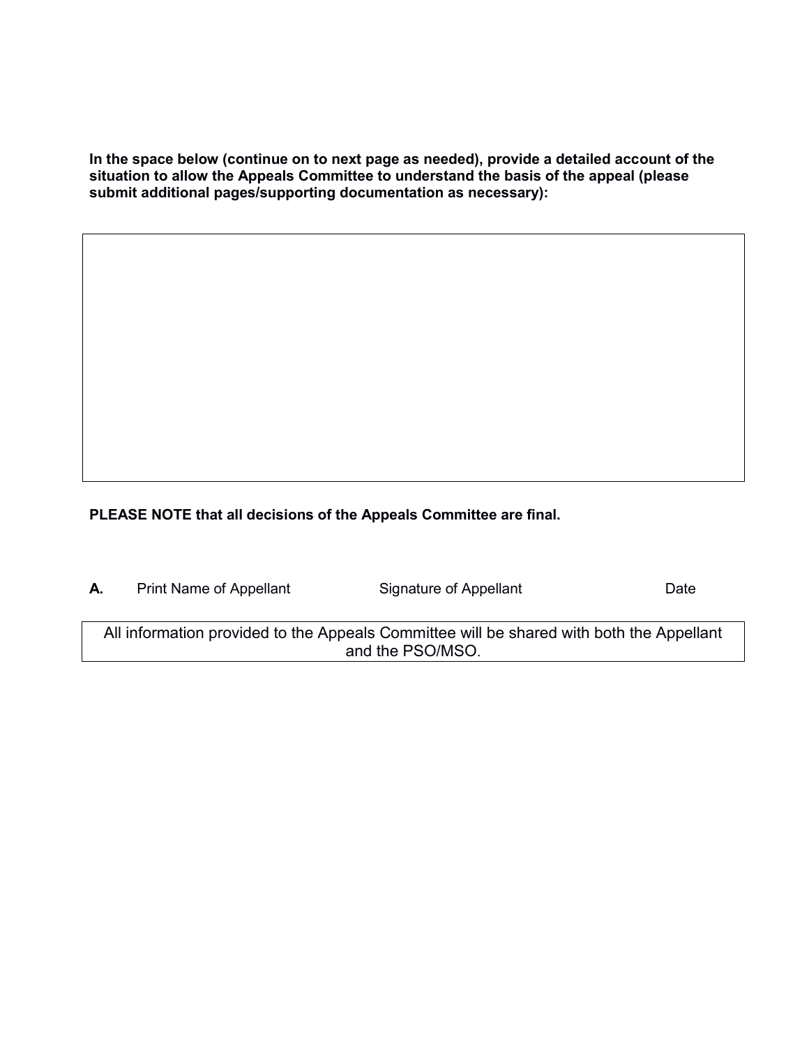**In the space below (continue on to next page as needed), provide a detailed account of the situation to allow the Appeals Committee to understand the basis of the appeal (please submit additional pages/supporting documentation as necessary):**

**PLEASE NOTE that all decisions of the Appeals Committee are final.**

| | | | |
|---|---|---|---|
| **A.** | Print Name of Appellant | Signature of Appellant | Date |

All information provided to the Appeals Committee will be shared with both the Appellant and the PSO/MSO.